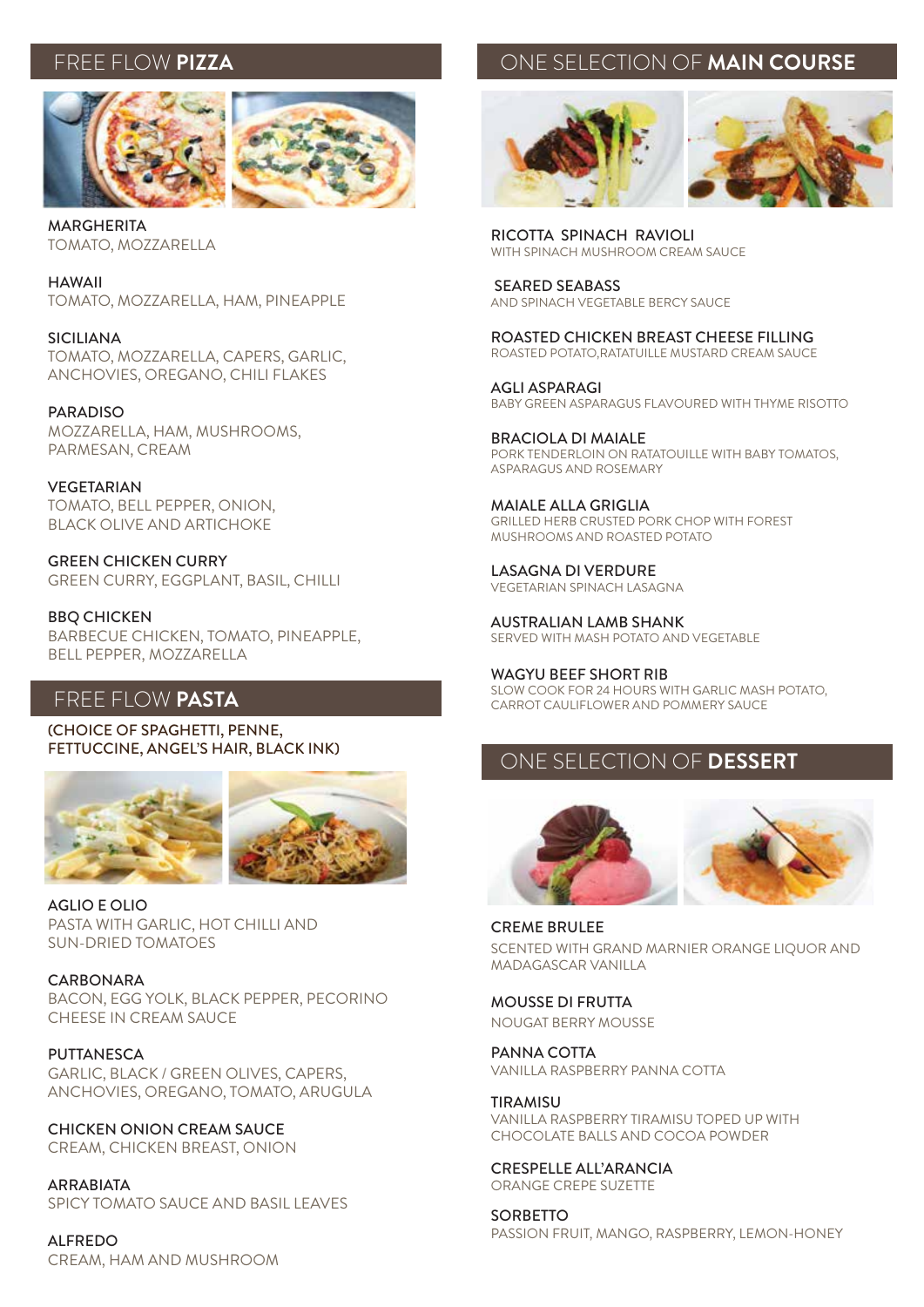## FREE FLOW **PIZZA**

**MARGHERITA**
TOMATO, MOZZARELLA

**HAWAII**
TOMATO, MOZZARELLA, HAM, PINEAPPLE

**SICILIANA**
TOMATO, MOZZARELLA, CAPERS, GARLIC, ANCHOVIES, OREGANO, CHILI FLAKES

**PARADISO**
MOZZARELLA, HAM, MUSHROOMS, PARMESAN, CREAM

**VEGETARIAN**
TOMATO, BELL PEPPER, ONION, BLACK OLIVE AND ARTICHOKE

**GREEN CHICKEN CURRY**
GREEN CURRY, EGGPLANT, BASIL, CHILLI

**BBQ CHICKEN**
BARBECUE CHICKEN, TOMATO, PINEAPPLE, BELL PEPPER, MOZZARELLA

## FREE FLOW **PASTA**

(CHOICE OF SPAGHETTI, PENNE, FETTUCCINE, ANGEL'S HAIR, BLACK INK)

**AGLIO E OLIO**
PASTA WITH GARLIC, HOT CHILLI AND SUN-DRIED TOMATOES

**CARBONARA**
BACON, EGG YOLK, BLACK PEPPER, PECORINO CHEESE IN CREAM SAUCE

**PUTTANESCA**
GARLIC, BLACK / GREEN OLIVES, CAPERS, ANCHOVIES, OREGANO, TOMATO, ARUGULA

**CHICKEN ONION CREAM SAUCE**
CREAM, CHICKEN BREAST, ONION

**ARRABIATA**
SPICY TOMATO SAUCE AND BASIL LEAVES

**ALFREDO**
CREAM, HAM AND MUSHROOM

## ONE SELECTION OF **MAIN COURSE**

**RICOTTA SPINACH RAVIOLI**
WITH SPINACH MUSHROOM CREAM SAUCE

**SEARED SEABASS**
AND SPINACH VEGETABLE BERCY SAUCE

**ROASTED CHICKEN BREAST CHEESE FILLING**
ROASTED POTATO,RATATUILLE MUSTARD CREAM SAUCE

**AGLI ASPARAGI**
BABY GREEN ASPARAGUS FLAVOURED WITH THYME RISOTTO

**BRACIOLA DI MAIALE**
PORK TENDERLOIN ON RATATOUILLE WITH BABY TOMATOS, ASPARAGUS AND ROSEMARY

**MAIALE ALLA GRIGLIA**
GRILLED HERB CRUSTED PORK CHOP WITH FOREST MUSHROOMS AND ROASTED POTATO

**LASAGNA DI VERDURE**
VEGETARIAN SPINACH LASAGNA

**AUSTRALIAN LAMB SHANK**
SERVED WITH MASH POTATO AND VEGETABLE

**WAGYU BEEF SHORT RIB**
SLOW COOK FOR 24 HOURS WITH GARLIC MASH POTATO, CARROT CAULIFLOWER AND POMMERY SAUCE

## ONE SELECTION OF **DESSERT**

**CREME BRULEE**
SCENTED WITH GRAND MARNIER ORANGE LIQUOR AND MADAGASCAR VANILLA

**MOUSSE DI FRUTTA**
NOUGAT BERRY MOUSSE

**PANNA COTTA**
VANILLA RASPBERRY PANNA COTTA

**TIRAMISU**
VANILLA RASPBERRY TIRAMISU TOPED UP WITH CHOCOLATE BALLS AND COCOA POWDER

**CRESPELLE ALL'ARANCIA**
ORANGE CREPE SUZETTE

**SORBETTO**
PASSION FRUIT, MANGO, RASPBERRY, LEMON-HONEY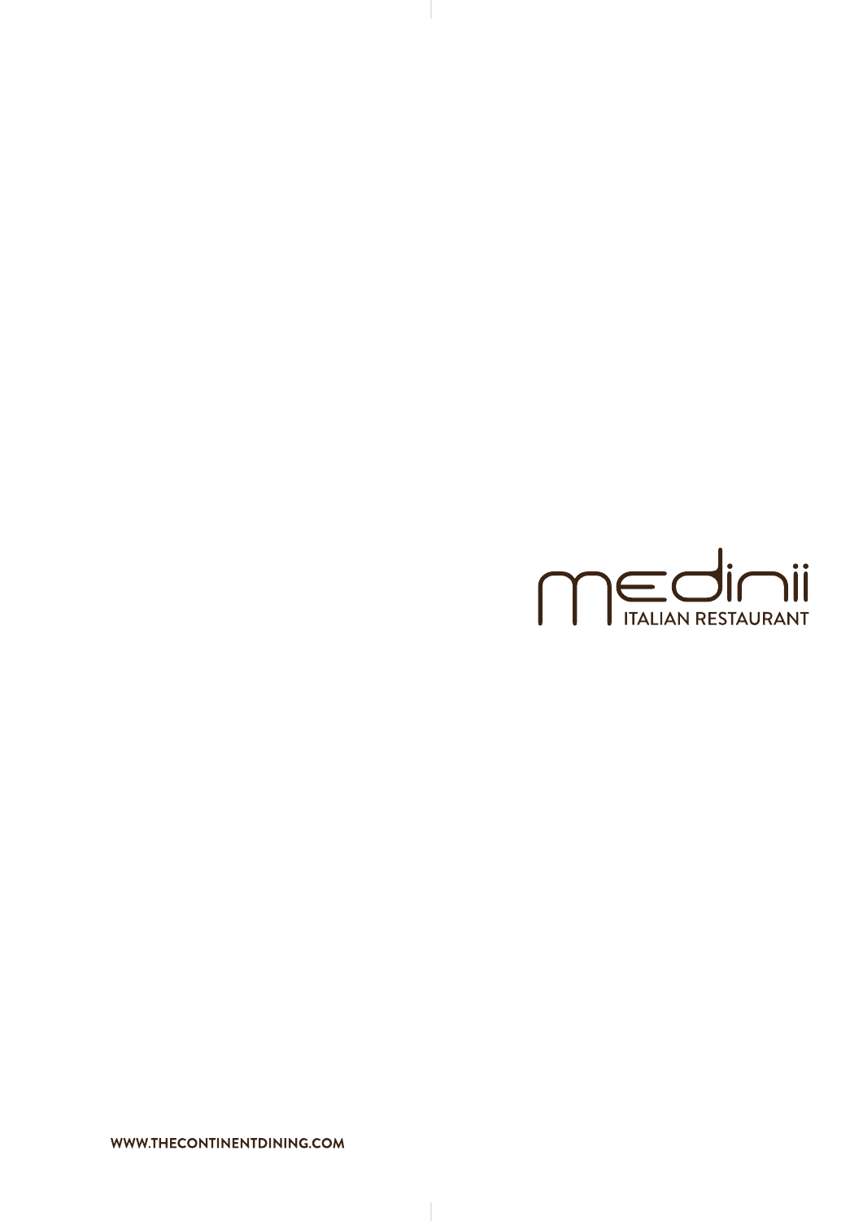medinii

ITALIAN RESTAURANT

WWW.THECONTINENTDINING.COM